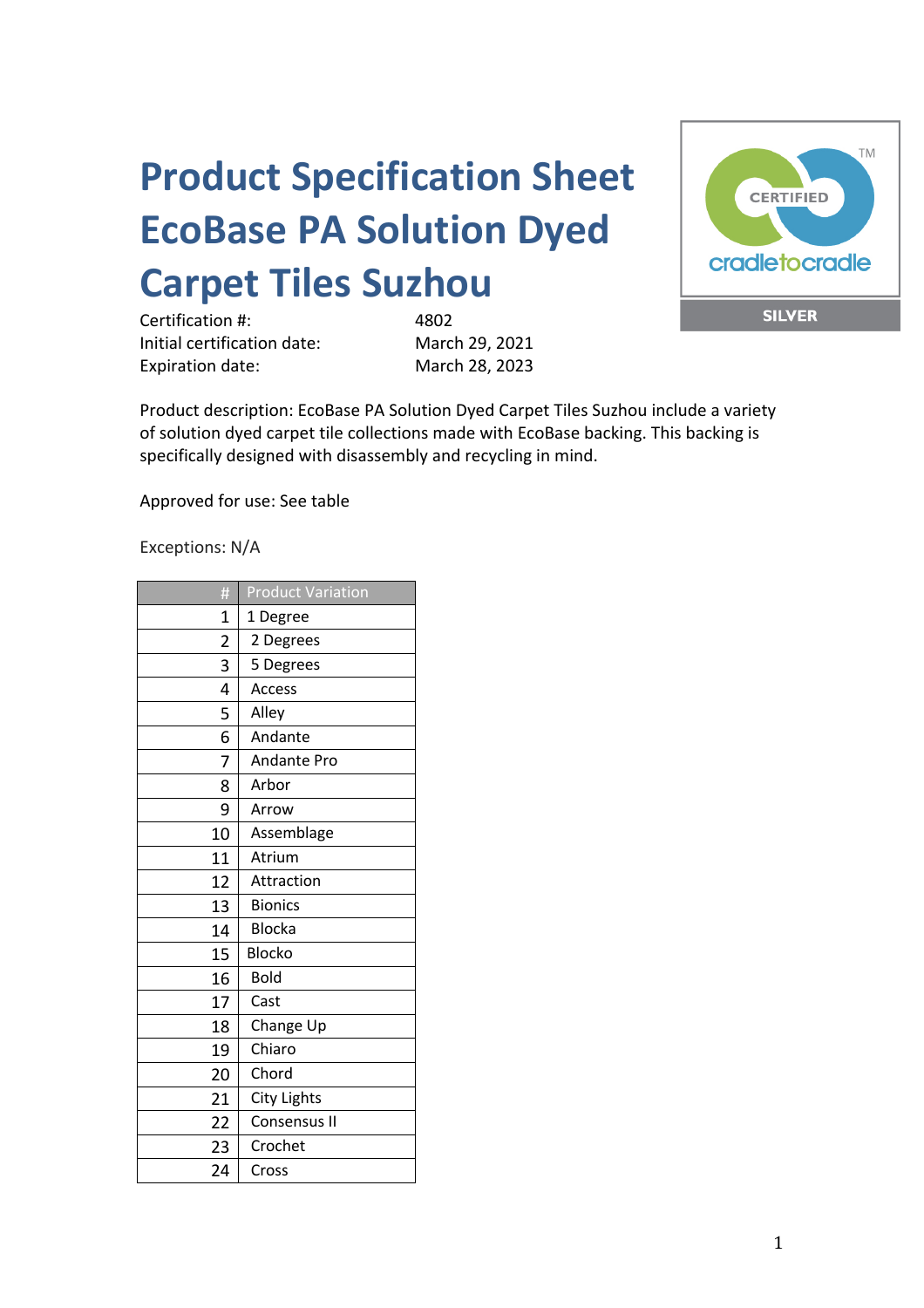# Product Specification Sheet EcoBase PA Solution Dyed Carpet Tiles Suzhou

CERTIFIED cradletocradle SILVER

| | |
|---|---|
| Certification #: | 4802 |
| Initial certification date: | March 29, 2021 |
| Expiration date: | March 28, 2023 |

Product description: EcoBase PA Solution Dyed Carpet Tiles Suzhou include a variety of solution dyed carpet tile collections made with EcoBase backing. This backing is specifically designed with disassembly and recycling in mind.

Approved for use: See table

Exceptions: N/A

| # | Product Variation |
|---|---|
| 1 | 1 Degree |
| 2 | 2 Degrees |
| 3 | 5 Degrees |
| 4 | Access |
| 5 | Alley |
| 6 | Andante |
| 7 | Andante Pro |
| 8 | Arbor |
| 9 | Arrow |
| 10 | Assemblage |
| 11 | Atrium |
| 12 | Attraction |
| 13 | Bionics |
| 14 | Blocka |
| 15 | Blocko |
| 16 | Bold |
| 17 | Cast |
| 18 | Change Up |
| 19 | Chiaro |
| 20 | Chord |
| 21 | City Lights |
| 22 | Consensus II |
| 23 | Crochet |
| 24 | Cross |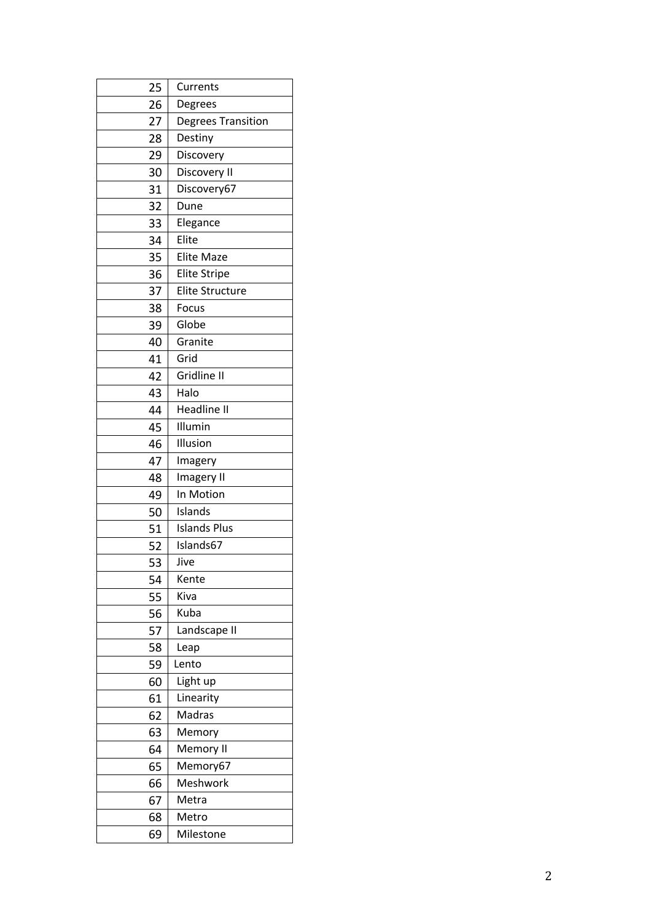| | |
|---|---|
| 25 | Currents |
| 26 | Degrees |
| 27 | Degrees Transition |
| 28 | Destiny |
| 29 | Discovery |
| 30 | Discovery II |
| 31 | Discovery67 |
| 32 | Dune |
| 33 | Elegance |
| 34 | Elite |
| 35 | Elite Maze |
| 36 | Elite Stripe |
| 37 | Elite Structure |
| 38 | Focus |
| 39 | Globe |
| 40 | Granite |
| 41 | Grid |
| 42 | Gridline II |
| 43 | Halo |
| 44 | Headline II |
| 45 | Illumin |
| 46 | Illusion |
| 47 | Imagery |
| 48 | Imagery II |
| 49 | In Motion |
| 50 | Islands |
| 51 | Islands Plus |
| 52 | Islands67 |
| 53 | Jive |
| 54 | Kente |
| 55 | Kiva |
| 56 | Kuba |
| 57 | Landscape II |
| 58 | Leap |
| 59 | Lento |
| 60 | Light up |
| 61 | Linearity |
| 62 | Madras |
| 63 | Memory |
| 64 | Memory II |
| 65 | Memory67 |
| 66 | Meshwork |
| 67 | Metra |
| 68 | Metro |
| 69 | Milestone |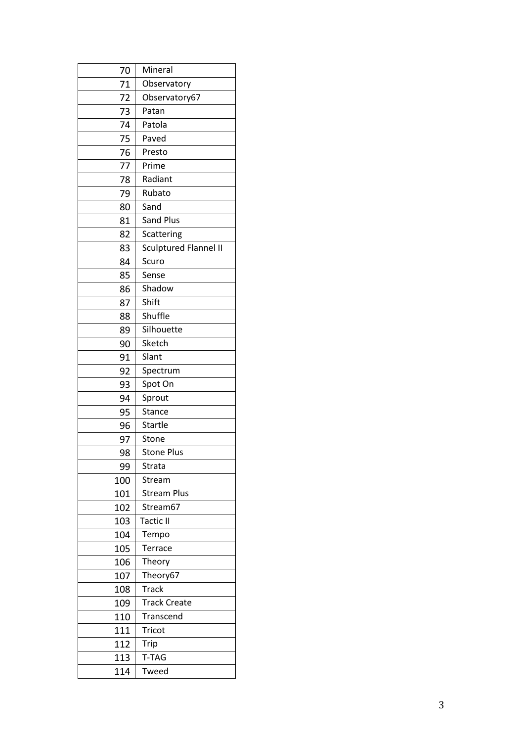| 70 | Mineral |
|---|---|
| 71 | Observatory |
| 72 | Observatory67 |
| 73 | Patan |
| 74 | Patola |
| 75 | Paved |
| 76 | Presto |
| 77 | Prime |
| 78 | Radiant |
| 79 | Rubato |
| 80 | Sand |
| 81 | Sand Plus |
| 82 | Scattering |
| 83 | Sculptured Flannel II |
| 84 | Scuro |
| 85 | Sense |
| 86 | Shadow |
| 87 | Shift |
| 88 | Shuffle |
| 89 | Silhouette |
| 90 | Sketch |
| 91 | Slant |
| 92 | Spectrum |
| 93 | Spot On |
| 94 | Sprout |
| 95 | Stance |
| 96 | Startle |
| 97 | Stone |
| 98 | Stone Plus |
| 99 | Strata |
| 100 | Stream |
| 101 | Stream Plus |
| 102 | Stream67 |
| 103 | Tactic II |
| 104 | Tempo |
| 105 | Terrace |
| 106 | Theory |
| 107 | Theory67 |
| 108 | Track |
| 109 | Track Create |
| 110 | Transcend |
| 111 | Tricot |
| 112 | Trip |
| 113 | T-TAG |
| 114 | Tweed |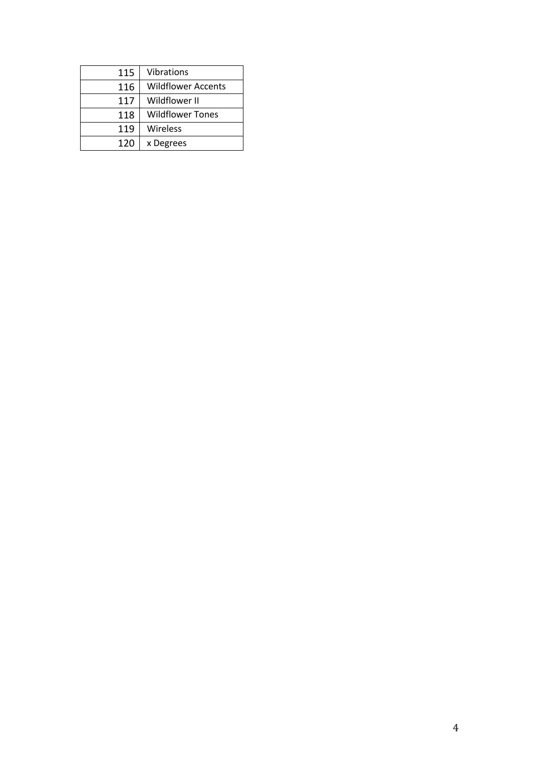| | |
| --- | --- |
| 115 | Vibrations |
| 116 | Wildflower Accents |
| 117 | Wildflower II |
| 118 | Wildflower Tones |
| 119 | Wireless |
| 120 | x Degrees |